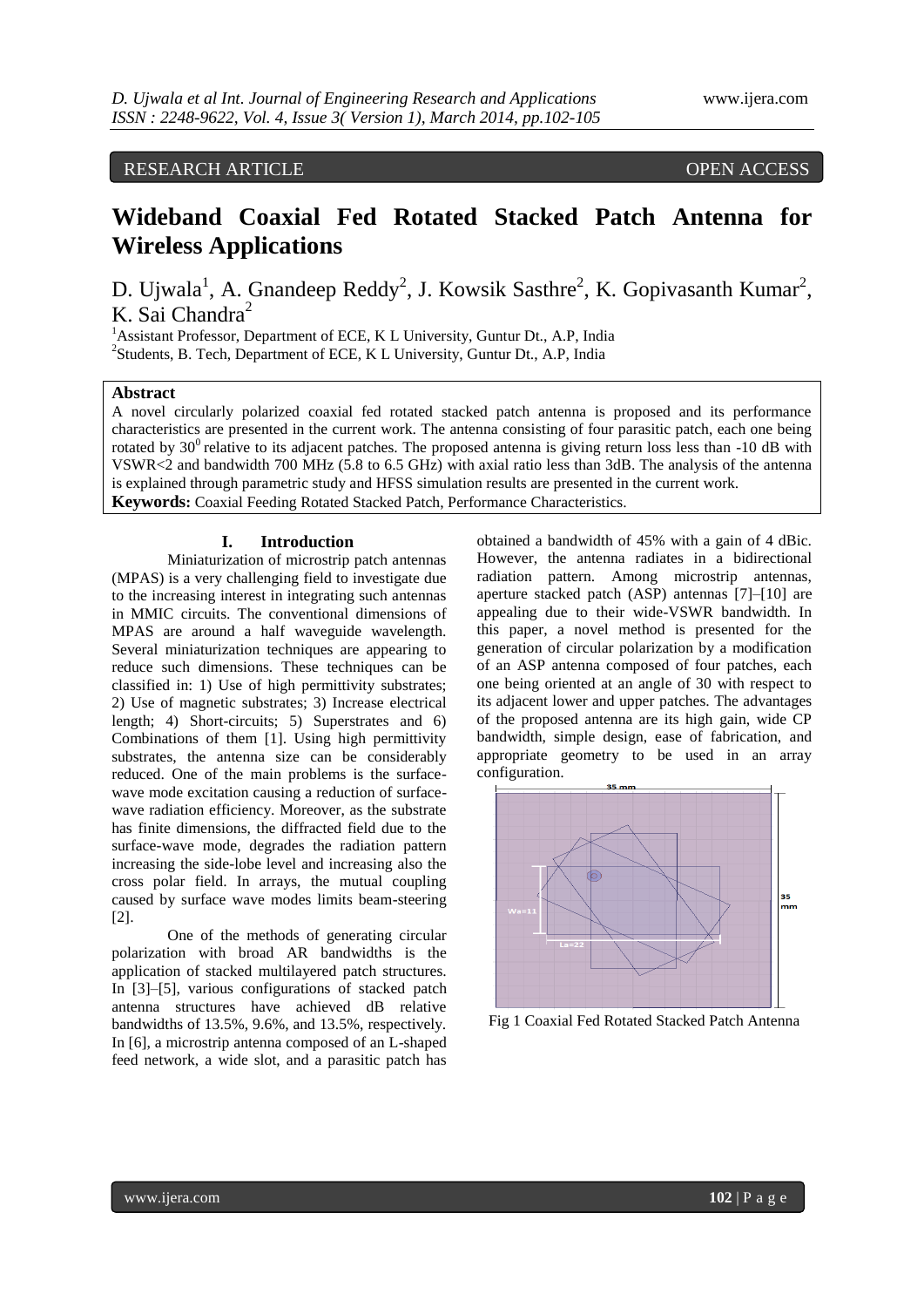RESEARCH ARTICLE OPEN ACCESS

# Wideband Coaxial Fed Rotated Stacked Patch Antenna for Wireless Applications

D. Ujwala[1], A. Gnandeep Reddy[2], J. Kowsik Sasthre[2], K. Gopivasanth Kumar[2], K. Sai Chandra[2]

[1]Assistant Professor, Department of ECE, K L University, Guntur Dt., A.P, India
[2]Students, B. Tech, Department of ECE, K L University, Guntur Dt., A.P, India

**Abstract**

A novel circularly polarized coaxial fed rotated stacked patch antenna is proposed and its performance characteristics are presented in the current work. The antenna consisting of four parasitic patch, each one being rotated by $30^0$ relative to its adjacent patches. The proposed antenna is giving return loss less than -10 dB with VSWR<2 and bandwidth 700 MHz (5.8 to 6.5 GHz) with axial ratio less than 3dB. The analysis of the antenna is explained through parametric study and HFSS simulation results are presented in the current work.

**Keywords:** Coaxial Feeding Rotated Stacked Patch, Performance Characteristics.

## I. Introduction

Miniaturization of microstrip patch antennas (MPAS) is a very challenging field to investigate due to the increasing interest in integrating such antennas in MMIC circuits. The conventional dimensions of MPAS are around a half waveguide wavelength. Several miniaturization techniques are appearing to reduce such dimensions. These techniques can be classified in: 1) Use of high permittivity substrates; 2) Use of magnetic substrates; 3) Increase electrical length; 4) Short-circuits; 5) Superstrates and 6) Combinations of them [1]. Using high permittivity substrates, the antenna size can be considerably reduced. One of the main problems is the surface-wave mode excitation causing a reduction of surface-wave radiation efficiency. Moreover, as the substrate has finite dimensions, the diffracted field due to the surface-wave mode, degrades the radiation pattern increasing the side-lobe level and increasing also the cross polar field. In arrays, the mutual coupling caused by surface wave modes limits beam-steering [2].

One of the methods of generating circular polarization with broad AR bandwidths is the application of stacked multilayered patch structures. In [3]–[5], various configurations of stacked patch antenna structures have achieved dB relative bandwidths of 13.5%, 9.6%, and 13.5%, respectively. In [6], a microstrip antenna composed of an L-shaped feed network, a wide slot, and a parasitic patch has obtained a bandwidth of 45% with a gain of 4 dBic. However, the antenna radiates in a bidirectional radiation pattern. Among microstrip antennas, aperture stacked patch (ASP) antennas [7]–[10] are appealing due to their wide-VSWR bandwidth. In this paper, a novel method is presented for the generation of circular polarization by a modification of an ASP antenna composed of four patches, each one being oriented at an angle of 30 with respect to its adjacent lower and upper patches. The advantages of the proposed antenna are its high gain, wide CP bandwidth, simple design, ease of fabrication, and appropriate geometry to be used in an array configuration.

35 mm

35 mm

Wa=11

La=22

Fig 1 Coaxial Fed Rotated Stacked Patch Antenna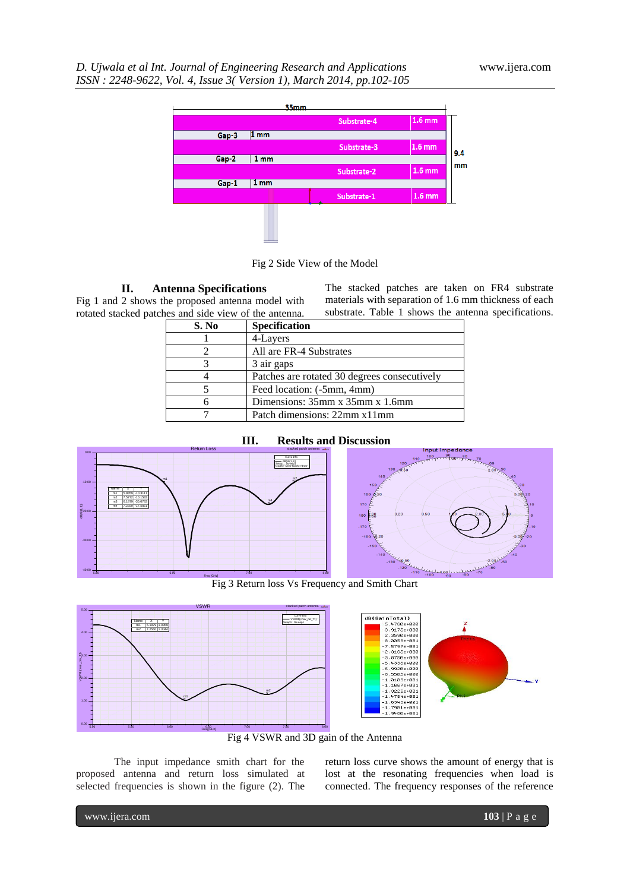Fig 2 Side View of the Model

## II. Antenna Specifications

Fig 1 and 2 shows the proposed antenna model with rotated stacked patches and side view of the antenna. The stacked patches are taken on FR4 substrate materials with separation of 1.6 mm thickness of each substrate. Table 1 shows the antenna specifications.

| S. No | Specification |
|---|---|
| 1 | 4-Layers |
| 2 | All are FR-4 Substrates |
| 3 | 3 air gaps |
| 4 | Patches are rotated 30 degrees consecutively |
| 5 | Feed location: (-5mm, 4mm) |
| 6 | Dimensions: 35mm x 35mm x 1.6mm |
| 7 | Patch dimensions: 22mm x11mm |

## III. Results and Discussion

Fig 3 Return loss Vs Frequency and Smith Chart

Fig 4 VSWR and 3D gain of the Antenna

The input impedance smith chart for the proposed antenna and return loss simulated at selected frequencies is shown in the figure (2). The return loss curve shows the amount of energy that is lost at the resonating frequencies when load is connected. The frequency responses of the reference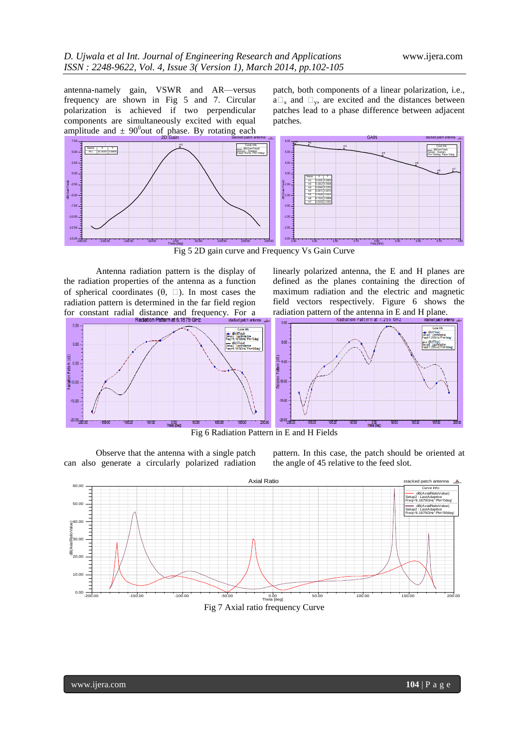antenna-namely gain, VSWR and AR—versus frequency are shown in Fig 5 and 7. Circular polarization is achieved if two perpendicular components are simultaneously excited with equal amplitude and $\pm$ $90^0$out of phase. By rotating each patch, both components of a linear polarization, i.e., $a_x$ and $_y$, are excited and the distances between patches lead to a phase difference between adjacent patches.

Fig 5 2D gain curve and Frequency Vs Gain Curve

Antenna radiation pattern is the display of the radiation properties of the antenna as a function of spherical coordinates (θ, ). In most cases the radiation pattern is determined in the far field region for constant radial distance and frequency. For a linearly polarized antenna, the E and H planes are defined as the planes containing the direction of maximum radiation and the electric and magnetic field vectors respectively. Figure 6 shows the radiation pattern of the antenna in E and H plane.

Fig 6 Radiation Pattern in E and H Fields

Observe that the antenna with a single patch can also generate a circularly polarized radiation pattern. In this case, the patch should be oriented at the angle of 45 relative to the feed slot.

Fig 7 Axial ratio frequency Curve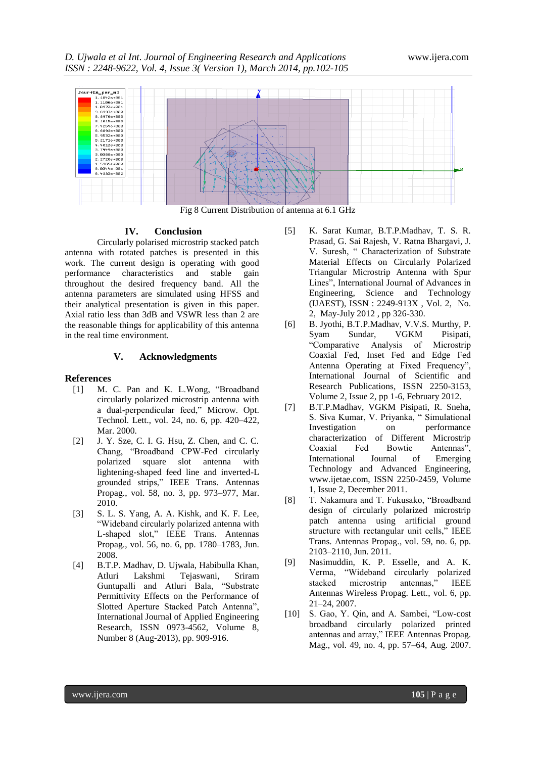Jsurf[A_per_m]
1.1842e+001
1.1106e+001
1.0373e+001
9.6337e+000
8.8976e+000
8.1615e+000
7.4254e+000
6.6893e+000
5.9532e+000
5.2171e+000
4.4810e+000
3.7449e+000
3.0088e+000
2.2726e+000
1.5365e+000
8.0044e-001
6.4330e-002

Fig 8 Current Distribution of antenna at 6.1 GHz

## IV. Conclusion

Circularly polarised microstrip stacked patch antenna with rotated patches is presented in this work. The current design is operating with good performance characteristics and stable gain throughout the desired frequency band. All the antenna parameters are simulated using HFSS and their analytical presentation is given in this paper. Axial ratio less than 3dB and VSWR less than 2 are the reasonable things for applicability of this antenna in the real time environment.

## V. Acknowledgments

## References

[1] M. C. Pan and K. L.Wong, "Broadband circularly polarized microstrip antenna with a dual-perpendicular feed," Microw. Opt. Technol. Lett., vol. 24, no. 6, pp. 420–422, Mar. 2000.

[2] J. Y. Sze, C. I. G. Hsu, Z. Chen, and C. C. Chang, "Broadband CPW-Fed circularly polarized square slot antenna with lightening-shaped feed line and inverted-L grounded strips," IEEE Trans. Antennas Propag., vol. 58, no. 3, pp. 973–977, Mar. 2010.

[3] S. L. S. Yang, A. A. Kishk, and K. F. Lee, "Wideband circularly polarized antenna with L-shaped slot," IEEE Trans. Antennas Propag., vol. 56, no. 6, pp. 1780–1783, Jun. 2008.

[4] B.T.P. Madhav, D. Ujwala, Habibulla Khan, Atluri Lakshmi Tejaswani, Sriram Guntupalli and Atluri Bala, "Substrate Permittivity Effects on the Performance of Slotted Aperture Stacked Patch Antenna", International Journal of Applied Engineering Research, ISSN 0973-4562, Volume 8, Number 8 (Aug-2013), pp. 909-916.

[5] K. Sarat Kumar, B.T.P.Madhav, T. S. R. Prasad, G. Sai Rajesh, V. Ratna Bhargavi, J. V. Suresh, " Characterization of Substrate Material Effects on Circularly Polarized Triangular Microstrip Antenna with Spur Lines", International Journal of Advances in Engineering, Science and Technology (IJAEST), ISSN : 2249-913X , Vol. 2, No. 2, May-July 2012 , pp 326-330.

[6] B. Jyothi, B.T.P.Madhav, V.V.S. Murthy, P. Syam Sundar, VGKM Pisipati, "Comparative Analysis of Microstrip Coaxial Fed, Inset Fed and Edge Fed Antenna Operating at Fixed Frequency", International Journal of Scientific and Research Publications, ISSN 2250-3153, Volume 2, Issue 2, pp 1-6, February 2012.

[7] B.T.P.Madhav, VGKM Pisipati, R. Sneha, S. Siva Kumar, V. Priyanka, " Simulational Investigation on performance characterization of Different Microstrip Coaxial Fed Bowtie Antennas", International Journal of Emerging Technology and Advanced Engineering, www.ijetae.com, ISSN 2250-2459, Volume 1, Issue 2, December 2011.

[8] T. Nakamura and T. Fukusako, "Broadband design of circularly polarized microstrip patch antenna using artificial ground structure with rectangular unit cells," IEEE Trans. Antennas Propag., vol. 59, no. 6, pp. 2103–2110, Jun. 2011.

[9] Nasimuddin, K. P. Esselle, and A. K. Verma, "Wideband circularly polarized stacked microstrip antennas," IEEE Antennas Wireless Propag. Lett., vol. 6, pp. 21–24, 2007.

[10] S. Gao, Y. Qin, and A. Sambei, "Low-cost broadband circularly polarized printed antennas and array," IEEE Antennas Propag. Mag., vol. 49, no. 4, pp. 57–64, Aug. 2007.